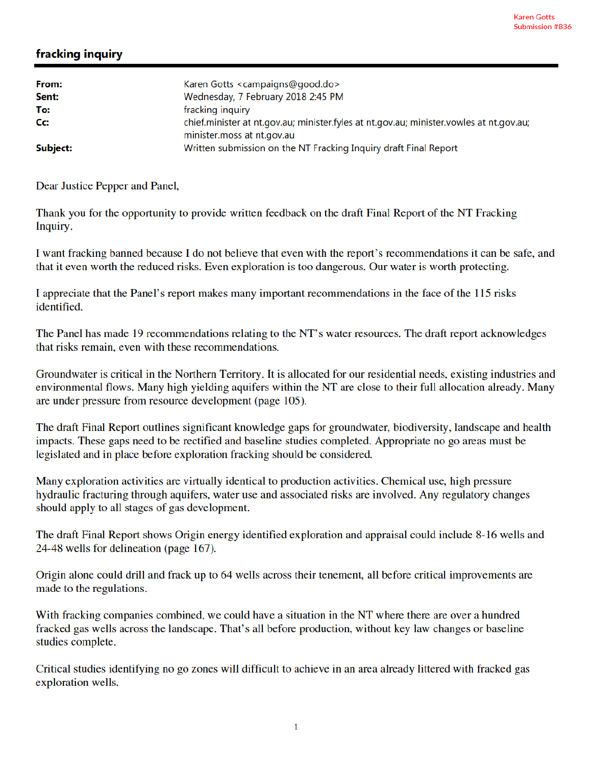Karen Gotts
Submission #836

## fracking inquiry

| | |
|---|---|
| **From:** | Karen Gotts <campaigns@good.do> |
| **Sent:** | Wednesday, 7 February 2018 2:45 PM |
| **To:** | fracking inquiry |
| **Cc:** | chief.minister at nt.gov.au; minister.fyles at nt.gov.au; minister.vowles at nt.gov.au; minister.moss at nt.gov.au |
| **Subject:** | Written submission on the NT Fracking Inquiry draft Final Report |

Dear Justice Pepper and Panel,

Thank you for the opportunity to provide written feedback on the draft Final Report of the NT Fracking Inquiry.

I want fracking banned because I do not believe that even with the report's recommendations it can be safe, and that it even worth the reduced risks. Even exploration is too dangerous. Our water is worth protecting.

I appreciate that the Panel's report makes many important recommendations in the face of the 115 risks identified.

The Panel has made 19 recommendations relating to the NT's water resources. The draft report acknowledges that risks remain, even with these recommendations.

Groundwater is critical in the Northern Territory. It is allocated for our residential needs, existing industries and environmental flows. Many high yielding aquifers within the NT are close to their full allocation already. Many are under pressure from resource development (page 105).

The draft Final Report outlines significant knowledge gaps for groundwater, biodiversity, landscape and health impacts. These gaps need to be rectified and baseline studies completed. Appropriate no go areas must be legislated and in place before exploration fracking should be considered.

Many exploration activities are virtually identical to production activities. Chemical use, high pressure hydraulic fracturing through aquifers, water use and associated risks are involved. Any regulatory changes should apply to all stages of gas development.

The draft Final Report shows Origin energy identified exploration and appraisal could include 8-16 wells and 24-48 wells for delineation (page 167).

Origin alone could drill and frack up to 64 wells across their tenement, all before critical improvements are made to the regulations.

With fracking companies combined, we could have a situation in the NT where there are over a hundred fracked gas wells across the landscape. That's all before production, without key law changes or baseline studies complete.

Critical studies identifying no go zones will difficult to achieve in an area already littered with fracked gas exploration wells.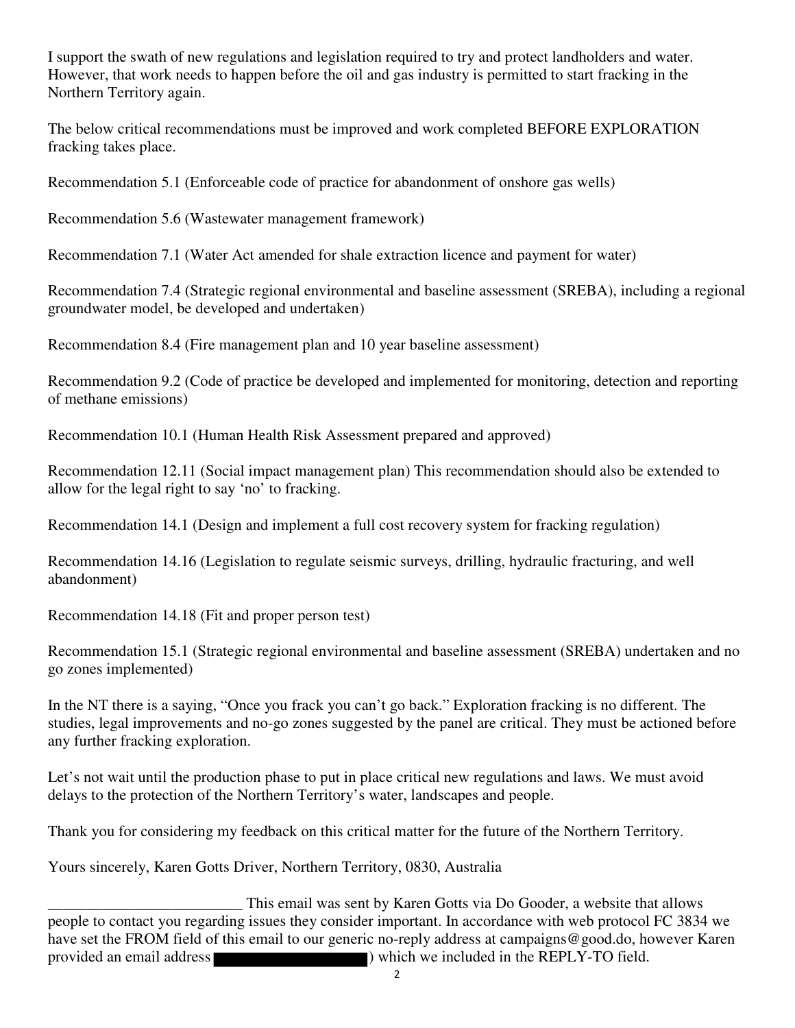I support the swath of new regulations and legislation required to try and protect landholders and water. However, that work needs to happen before the oil and gas industry is permitted to start fracking in the Northern Territory again.

The below critical recommendations must be improved and work completed BEFORE EXPLORATION fracking takes place.

Recommendation 5.1 (Enforceable code of practice for abandonment of onshore gas wells)

Recommendation 5.6 (Wastewater management framework)

Recommendation 7.1 (Water Act amended for shale extraction licence and payment for water)

Recommendation 7.4 (Strategic regional environmental and baseline assessment (SREBA), including a regional groundwater model, be developed and undertaken)

Recommendation 8.4 (Fire management plan and 10 year baseline assessment)

Recommendation 9.2 (Code of practice be developed and implemented for monitoring, detection and reporting of methane emissions)

Recommendation 10.1 (Human Health Risk Assessment prepared and approved)

Recommendation 12.11 (Social impact management plan) This recommendation should also be extended to allow for the legal right to say 'no' to fracking.

Recommendation 14.1 (Design and implement a full cost recovery system for fracking regulation)

Recommendation 14.16 (Legislation to regulate seismic surveys, drilling, hydraulic fracturing, and well abandonment)

Recommendation 14.18 (Fit and proper person test)

Recommendation 15.1 (Strategic regional environmental and baseline assessment (SREBA) undertaken and no go zones implemented)

In the NT there is a saying, "Once you frack you can't go back." Exploration fracking is no different. The studies, legal improvements and no-go zones suggested by the panel are critical. They must be actioned before any further fracking exploration.

Let's not wait until the production phase to put in place critical new regulations and laws. We must avoid delays to the protection of the Northern Territory's water, landscapes and people.

Thank you for considering my feedback on this critical matter for the future of the Northern Territory.

Yours sincerely, Karen Gotts Driver, Northern Territory, 0830, Australia

_________________________ This email was sent by Karen Gotts via Do Gooder, a website that allows people to contact you regarding issues they consider important. In accordance with web protocol FC 3834 we have set the FROM field of this email to our generic no-reply address at campaigns@good.do, however Karen provided an email address [REDACTED]) which we included in the REPLY-TO field.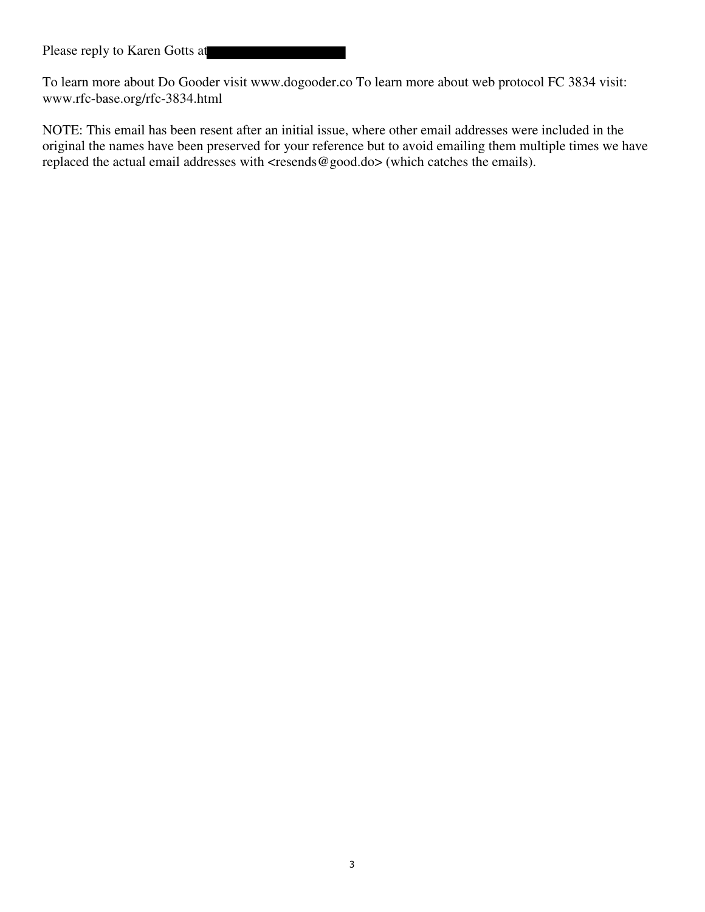Please reply to Karen Gotts at

To learn more about Do Gooder visit www.dogooder.co To learn more about web protocol FC 3834 visit: www.rfc-base.org/rfc-3834.html

NOTE: This email has been resent after an initial issue, where other email addresses were included in the original the names have been preserved for your reference but to avoid emailing them multiple times we have replaced the actual email addresses with <resends@good.do> (which catches the emails).